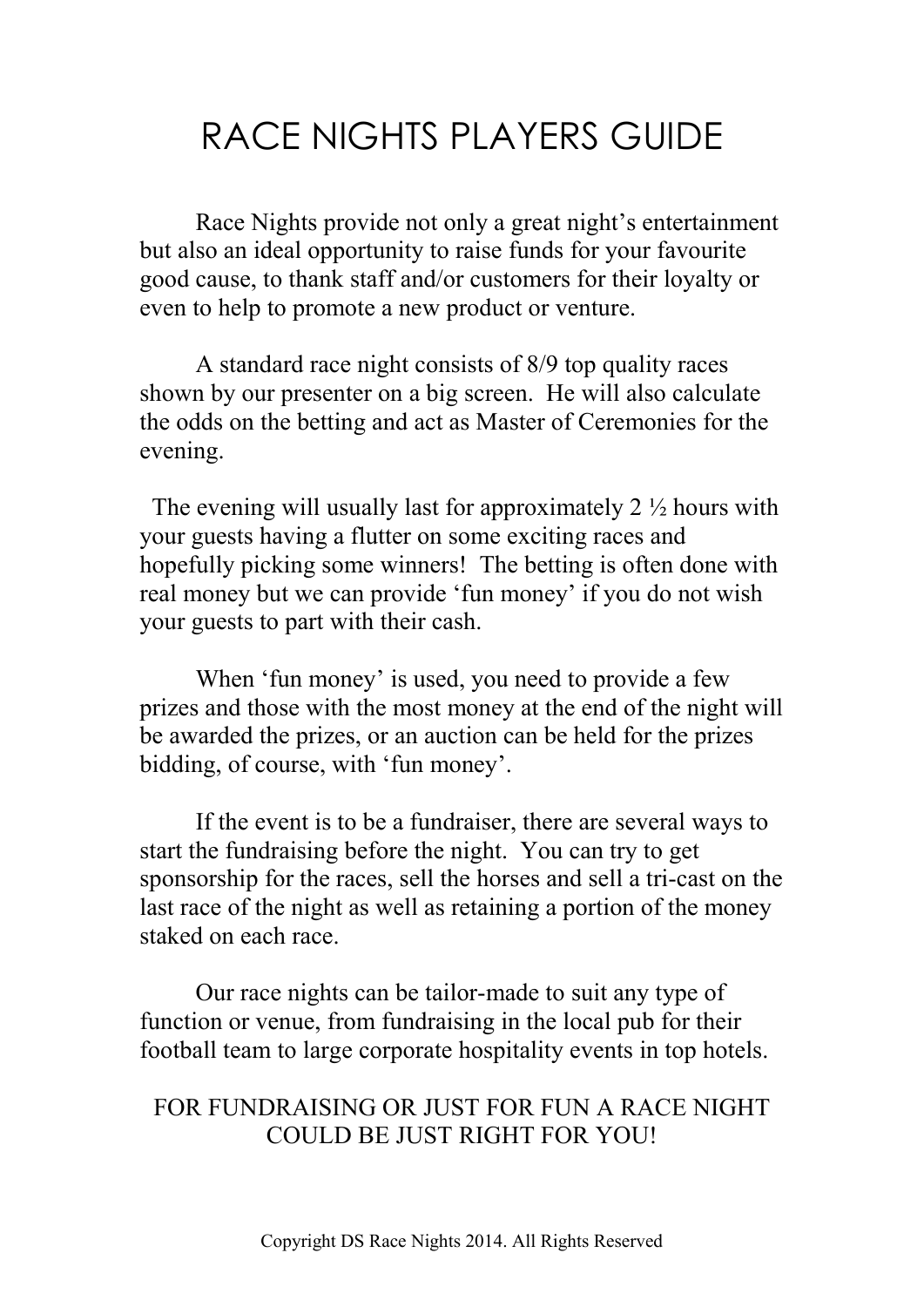# RACE NIGHTS PLAYERS GUIDE

Race Nights provide not only a great night's entertainment but also an ideal opportunity to raise funds for your favourite good cause, to thank staff and/or customers for their loyalty or even to help to promote a new product or venture.

A standard race night consists of 8/9 top quality races shown by our presenter on a big screen. He will also calculate the odds on the betting and act as Master of Ceremonies for the evening.

The evening will usually last for approximately 2 ½ hours with your guests having a flutter on some exciting races and hopefully picking some winners! The betting is often done with real money but we can provide 'fun money' if you do not wish your guests to part with their cash.

When 'fun money' is used, you need to provide a few prizes and those with the most money at the end of the night will be awarded the prizes, or an auction can be held for the prizes bidding, of course, with 'fun money'.

If the event is to be a fundraiser, there are several ways to start the fundraising before the night. You can try to get sponsorship for the races, sell the horses and sell a tri-cast on the last race of the night as well as retaining a portion of the money staked on each race.

Our race nights can be tailor-made to suit any type of function or venue, from fundraising in the local pub for their football team to large corporate hospitality events in top hotels.

FOR FUNDRAISING OR JUST FOR FUN A RACE NIGHT COULD BE JUST RIGHT FOR YOU!

Copyright DS Race Nights 2014. All Rights Reserved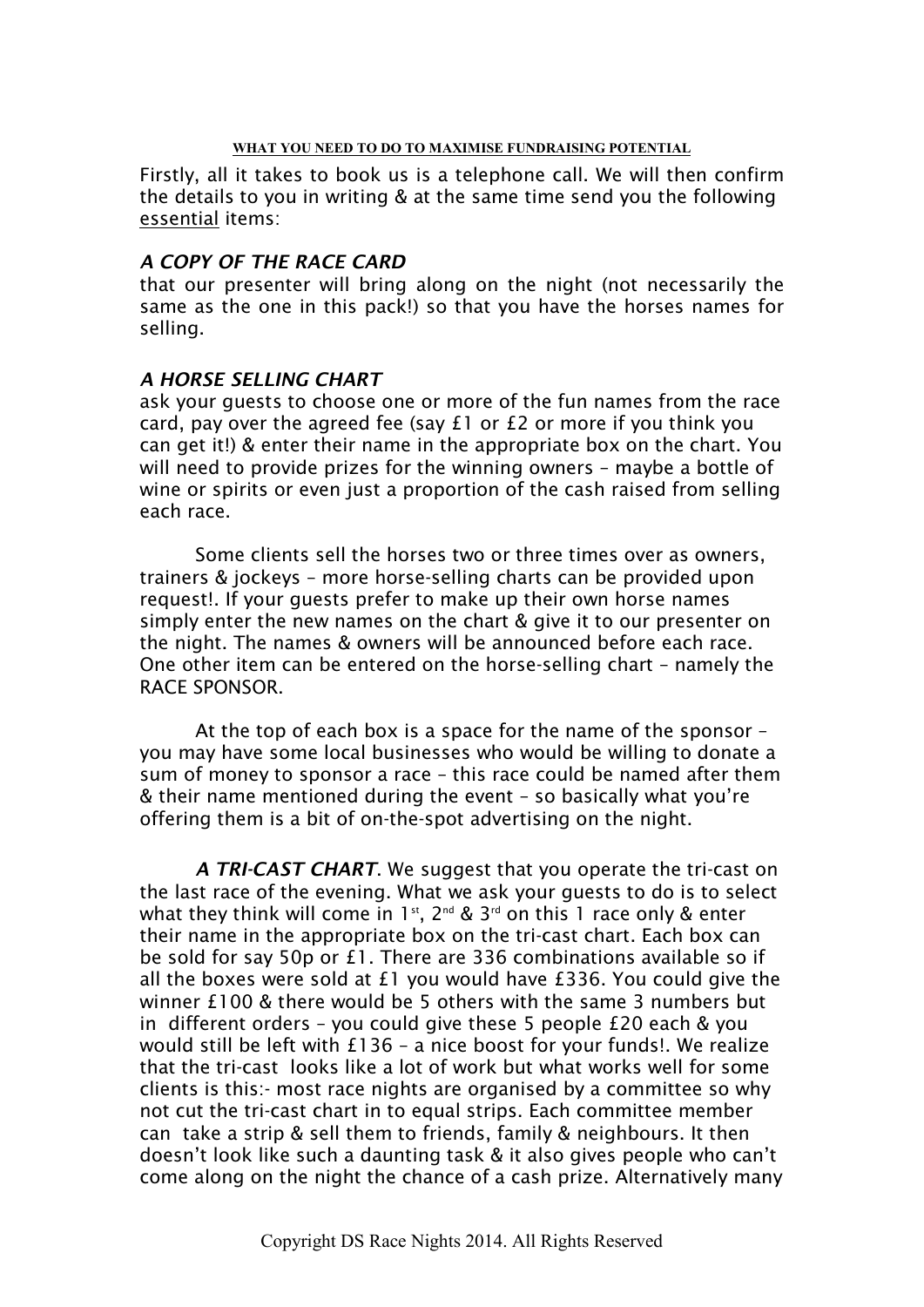**WHAT YOU NEED TO DO TO MAXIMISE FUNDRAISING POTENTIAL**

Firstly, all it takes to book us is a telephone call. We will then confirm the details to you in writing & at the same time send you the following essential items:

### *A COPY OF THE RACE CARD*

that our presenter will bring along on the night (not necessarily the same as the one in this pack!) so that you have the horses names for selling.

### *A HORSE SELLING CHART*

ask your guests to choose one or more of the fun names from the race card, pay over the agreed fee (say £1 or £2 or more if you think you can get it!) & enter their name in the appropriate box on the chart. You will need to provide prizes for the winning owners – maybe a bottle of wine or spirits or even just a proportion of the cash raised from selling each race.

Some clients sell the horses two or three times over as owners, trainers & jockeys – more horse-selling charts can be provided upon request!. If your guests prefer to make up their own horse names simply enter the new names on the chart & give it to our presenter on the night. The names & owners will be announced before each race. One other item can be entered on the horse-selling chart – namely the RACE SPONSOR.

At the top of each box is a space for the name of the sponsor – you may have some local businesses who would be willing to donate a sum of money to sponsor a race – this race could be named after them & their name mentioned during the event – so basically what you're offering them is a bit of on-the-spot advertising on the night.

***A TRI-CAST CHART***. We suggest that you operate the tri-cast on the last race of the evening. What we ask your guests to do is to select what they think will come in 1st, 2nd & 3rd on this 1 race only & enter their name in the appropriate box on the tri-cast chart. Each box can be sold for say 50p or £1. There are 336 combinations available so if all the boxes were sold at £1 you would have £336. You could give the winner £100 & there would be 5 others with the same 3 numbers but in different orders – you could give these 5 people £20 each & you would still be left with £136 – a nice boost for your funds!. We realize that the tri-cast looks like a lot of work but what works well for some clients is this:- most race nights are organised by a committee so why not cut the tri-cast chart in to equal strips. Each committee member can take a strip & sell them to friends, family & neighbours. It then doesn't look like such a daunting task & it also gives people who can't come along on the night the chance of a cash prize. Alternatively many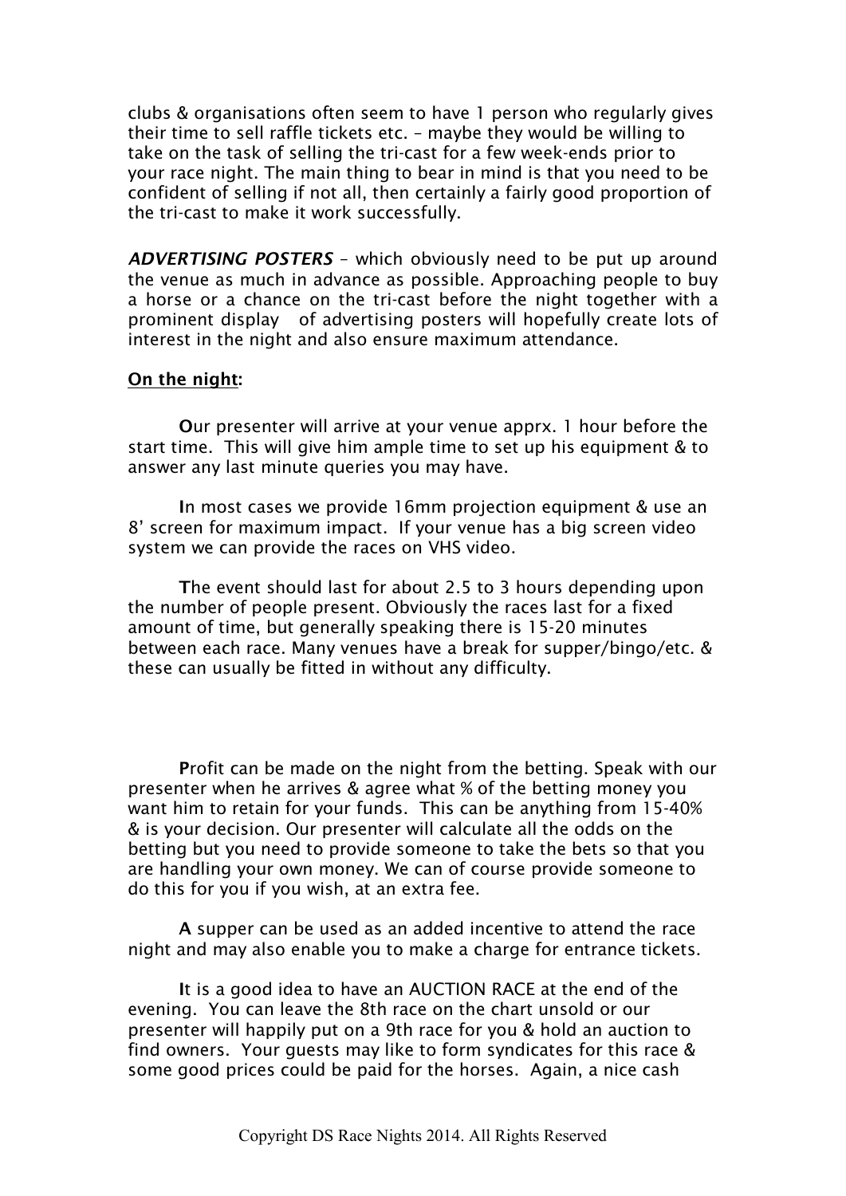clubs & organisations often seem to have 1 person who regularly gives their time to sell raffle tickets etc. – maybe they would be willing to take on the task of selling the tri-cast for a few week-ends prior to your race night. The main thing to bear in mind is that you need to be confident of selling if not all, then certainly a fairly good proportion of the tri-cast to make it work successfully.

***ADVERTISING POSTERS*** – which obviously need to be put up around the venue as much in advance as possible. Approaching people to buy a horse or a chance on the tri-cast before the night together with a prominent display of advertising posters will hopefully create lots of interest in the night and also ensure maximum attendance.

**On the night:**

**O**ur presenter will arrive at your venue apprx. 1 hour before the start time. This will give him ample time to set up his equipment & to answer any last minute queries you may have.

**I**n most cases we provide 16mm projection equipment & use an 8' screen for maximum impact. If your venue has a big screen video system we can provide the races on VHS video.

**T**he event should last for about 2.5 to 3 hours depending upon the number of people present. Obviously the races last for a fixed amount of time, but generally speaking there is 15-20 minutes between each race. Many venues have a break for supper/bingo/etc. & these can usually be fitted in without any difficulty.

**P**rofit can be made on the night from the betting. Speak with our presenter when he arrives & agree what % of the betting money you want him to retain for your funds. This can be anything from 15-40% & is your decision. Our presenter will calculate all the odds on the betting but you need to provide someone to take the bets so that you are handling your own money. We can of course provide someone to do this for you if you wish, at an extra fee.

**A** supper can be used as an added incentive to attend the race night and may also enable you to make a charge for entrance tickets.

**I**t is a good idea to have an AUCTION RACE at the end of the evening. You can leave the 8th race on the chart unsold or our presenter will happily put on a 9th race for you & hold an auction to find owners. Your guests may like to form syndicates for this race & some good prices could be paid for the horses. Again, a nice cash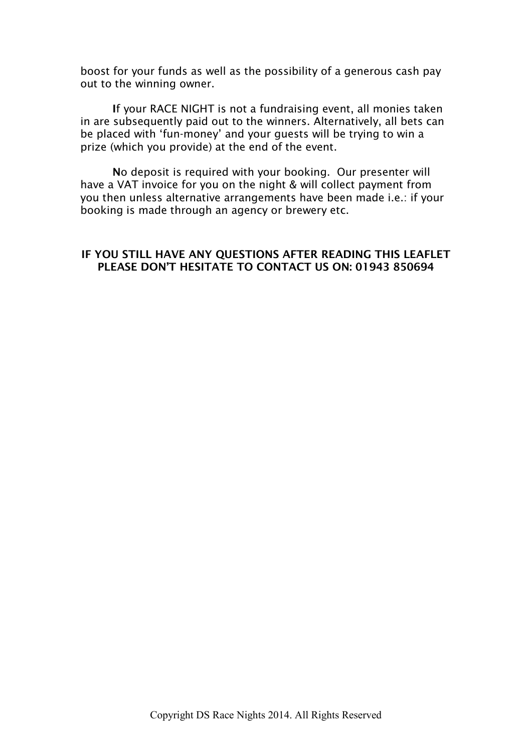boost for your funds as well as the possibility of a generous cash pay out to the winning owner.

**I**f your RACE NIGHT is not a fundraising event, all monies taken in are subsequently paid out to the winners. Alternatively, all bets can be placed with 'fun-money' and your guests will be trying to win a prize (which you provide) at the end of the event.

**N**o deposit is required with your booking. Our presenter will have a VAT invoice for you on the night & will collect payment from you then unless alternative arrangements have been made i.e.: if your booking is made through an agency or brewery etc.

**IF YOU STILL HAVE ANY QUESTIONS AFTER READING THIS LEAFLET PLEASE DON'T HESITATE TO CONTACT US ON: 01943 850694**

Copyright DS Race Nights 2014. All Rights Reserved